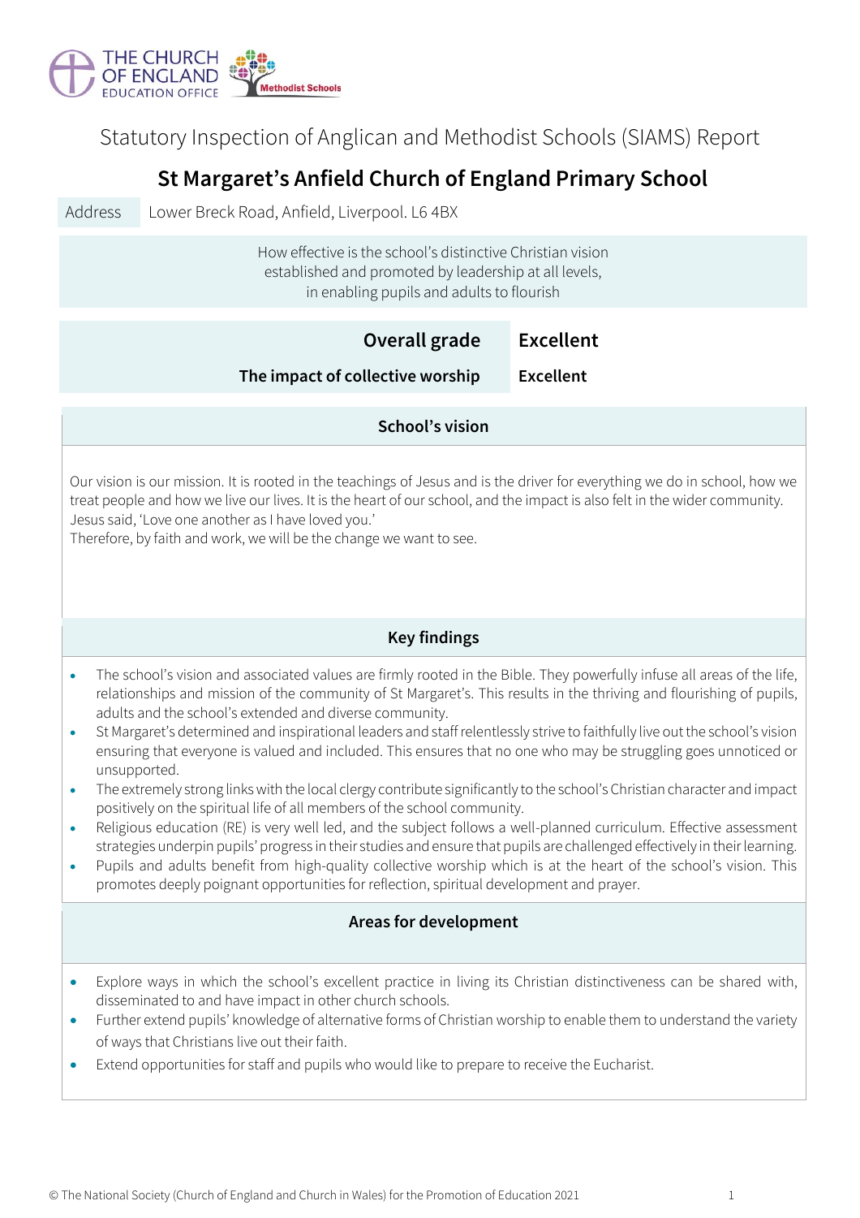THE CHURCH OF ENGLAND EDUCATION OFFICE

Methodist Schools

Statutory Inspection of Anglican and Methodist Schools (SIAMS) Report

# St Margaret's Anfield Church of England Primary School

| Address | Lower Breck Road, Anfield, Liverpool. L6 4BX |
|---|---|

How effective is the school's distinctive Christian vision established and promoted by leadership at all levels, in enabling pupils and adults to flourish

| | |
|---|---|
| **Overall grade** | **Excellent** |
| **The impact of collective worship** | **Excellent** |

## School's vision

Our vision is our mission. It is rooted in the teachings of Jesus and is the driver for everything we do in school, how we treat people and how we live our lives. It is the heart of our school, and the impact is also felt in the wider community. Jesus said, 'Love one another as I have loved you.'
Therefore, by faith and work, we will be the change we want to see.

## Key findings

- The school's vision and associated values are firmly rooted in the Bible. They powerfully infuse all areas of the life, relationships and mission of the community of St Margaret's. This results in the thriving and flourishing of pupils, adults and the school's extended and diverse community.
- St Margaret's determined and inspirational leaders and staff relentlessly strive to faithfully live out the school's vision ensuring that everyone is valued and included. This ensures that no one who may be struggling goes unnoticed or unsupported.
- The extremely strong links with the local clergy contribute significantly to the school's Christian character and impact positively on the spiritual life of all members of the school community.
- Religious education (RE) is very well led, and the subject follows a well-planned curriculum. Effective assessment strategies underpin pupils' progress in their studies and ensure that pupils are challenged effectively in their learning.
- Pupils and adults benefit from high-quality collective worship which is at the heart of the school's vision. This promotes deeply poignant opportunities for reflection, spiritual development and prayer.

## Areas for development

- Explore ways in which the school's excellent practice in living its Christian distinctiveness can be shared with, disseminated to and have impact in other church schools.
- Further extend pupils' knowledge of alternative forms of Christian worship to enable them to understand the variety of ways that Christians live out their faith.
- Extend opportunities for staff and pupils who would like to prepare to receive the Eucharist.

© The National Society (Church of England and Church in Wales) for the Promotion of Education 2021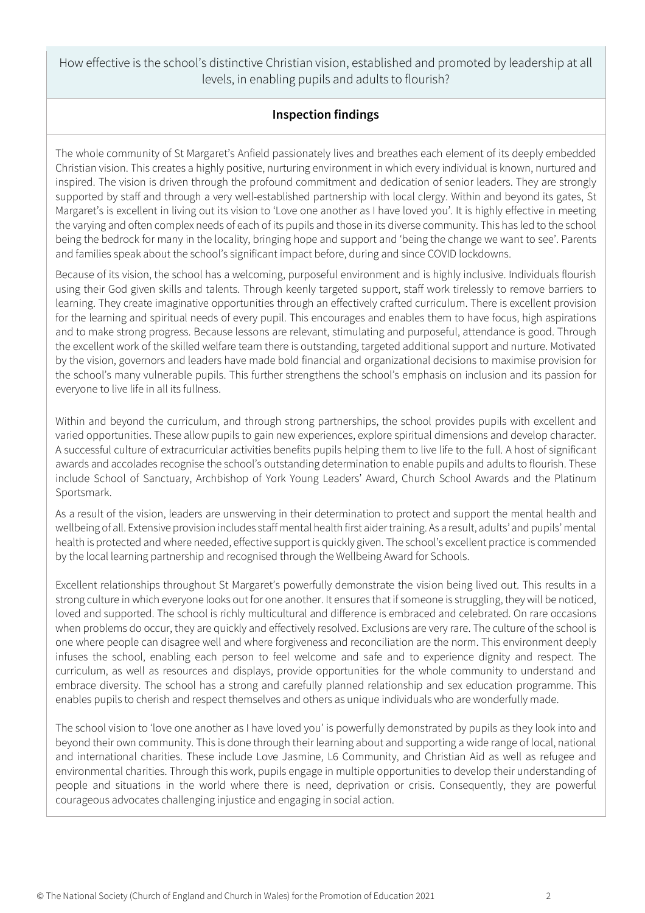How effective is the school's distinctive Christian vision, established and promoted by leadership at all levels, in enabling pupils and adults to flourish?

## Inspection findings

The whole community of St Margaret's Anfield passionately lives and breathes each element of its deeply embedded Christian vision. This creates a highly positive, nurturing environment in which every individual is known, nurtured and inspired. The vision is driven through the profound commitment and dedication of senior leaders. They are strongly supported by staff and through a very well-established partnership with local clergy. Within and beyond its gates, St Margaret's is excellent in living out its vision to 'Love one another as I have loved you'. It is highly effective in meeting the varying and often complex needs of each of its pupils and those in its diverse community. This has led to the school being the bedrock for many in the locality, bringing hope and support and 'being the change we want to see'. Parents and families speak about the school's significant impact before, during and since COVID lockdowns.

Because of its vision, the school has a welcoming, purposeful environment and is highly inclusive. Individuals flourish using their God given skills and talents. Through keenly targeted support, staff work tirelessly to remove barriers to learning. They create imaginative opportunities through an effectively crafted curriculum. There is excellent provision for the learning and spiritual needs of every pupil. This encourages and enables them to have focus, high aspirations and to make strong progress. Because lessons are relevant, stimulating and purposeful, attendance is good. Through the excellent work of the skilled welfare team there is outstanding, targeted additional support and nurture. Motivated by the vision, governors and leaders have made bold financial and organizational decisions to maximise provision for the school's many vulnerable pupils. This further strengthens the school's emphasis on inclusion and its passion for everyone to live life in all its fullness.

Within and beyond the curriculum, and through strong partnerships, the school provides pupils with excellent and varied opportunities. These allow pupils to gain new experiences, explore spiritual dimensions and develop character. A successful culture of extracurricular activities benefits pupils helping them to live life to the full. A host of significant awards and accolades recognise the school's outstanding determination to enable pupils and adults to flourish. These include School of Sanctuary, Archbishop of York Young Leaders' Award, Church School Awards and the Platinum Sportsmark.

As a result of the vision, leaders are unswerving in their determination to protect and support the mental health and wellbeing of all. Extensive provision includes staff mental health first aider training. As a result, adults' and pupils' mental health is protected and where needed, effective support is quickly given. The school's excellent practice is commended by the local learning partnership and recognised through the Wellbeing Award for Schools.

Excellent relationships throughout St Margaret's powerfully demonstrate the vision being lived out. This results in a strong culture in which everyone looks out for one another. It ensures that if someone is struggling, they will be noticed, loved and supported. The school is richly multicultural and difference is embraced and celebrated. On rare occasions when problems do occur, they are quickly and effectively resolved. Exclusions are very rare. The culture of the school is one where people can disagree well and where forgiveness and reconciliation are the norm. This environment deeply infuses the school, enabling each person to feel welcome and safe and to experience dignity and respect. The curriculum, as well as resources and displays, provide opportunities for the whole community to understand and embrace diversity. The school has a strong and carefully planned relationship and sex education programme. This enables pupils to cherish and respect themselves and others as unique individuals who are wonderfully made.

The school vision to 'love one another as I have loved you' is powerfully demonstrated by pupils as they look into and beyond their own community. This is done through their learning about and supporting a wide range of local, national and international charities. These include Love Jasmine, L6 Community, and Christian Aid as well as refugee and environmental charities. Through this work, pupils engage in multiple opportunities to develop their understanding of people and situations in the world where there is need, deprivation or crisis. Consequently, they are powerful courageous advocates challenging injustice and engaging in social action.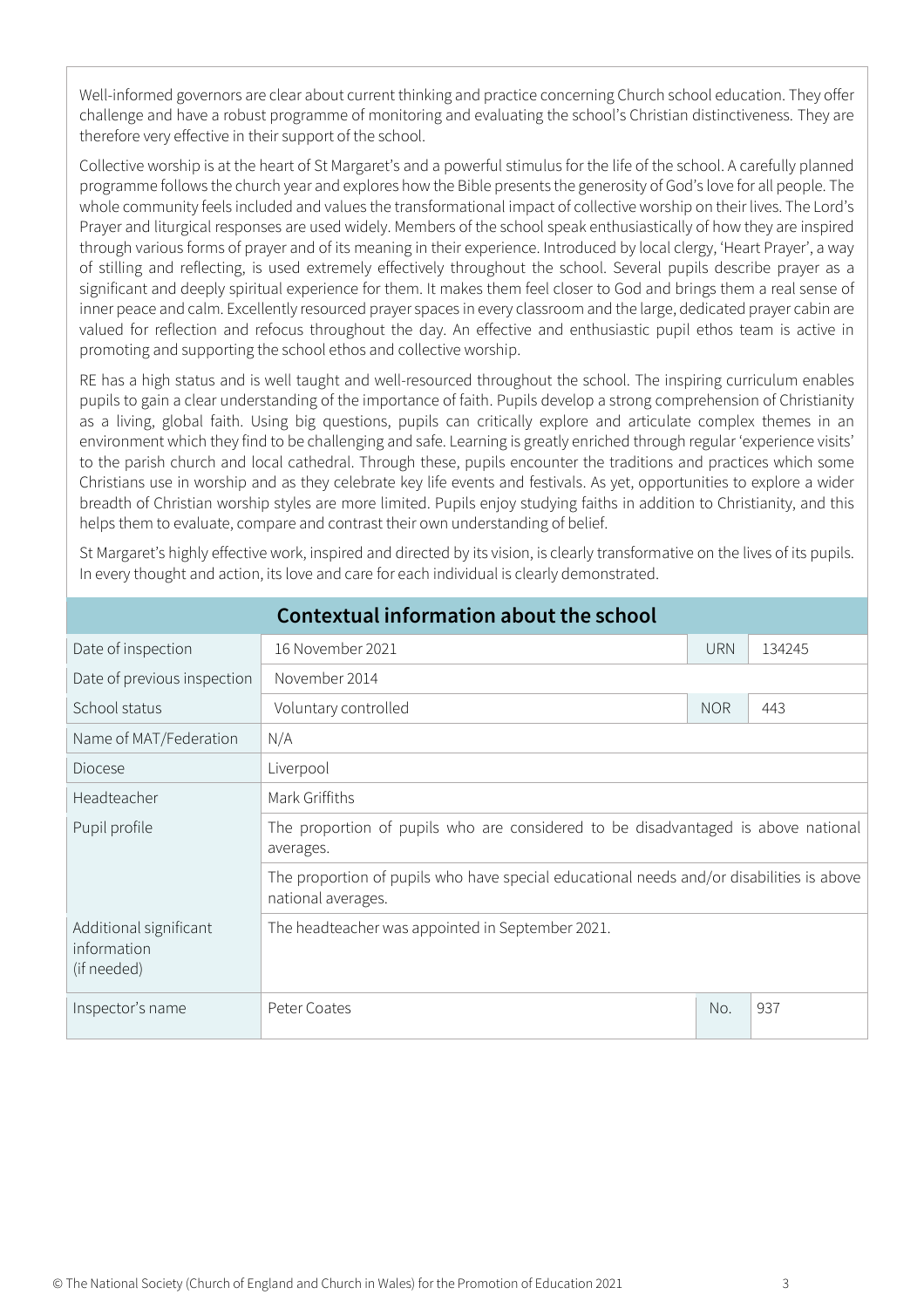Well-informed governors are clear about current thinking and practice concerning Church school education. They offer challenge and have a robust programme of monitoring and evaluating the school's Christian distinctiveness. They are therefore very effective in their support of the school.

Collective worship is at the heart of St Margaret's and a powerful stimulus for the life of the school. A carefully planned programme follows the church year and explores how the Bible presents the generosity of God's love for all people. The whole community feels included and values the transformational impact of collective worship on their lives. The Lord's Prayer and liturgical responses are used widely. Members of the school speak enthusiastically of how they are inspired through various forms of prayer and of its meaning in their experience. Introduced by local clergy, 'Heart Prayer', a way of stilling and reflecting, is used extremely effectively throughout the school. Several pupils describe prayer as a significant and deeply spiritual experience for them. It makes them feel closer to God and brings them a real sense of inner peace and calm. Excellently resourced prayer spaces in every classroom and the large, dedicated prayer cabin are valued for reflection and refocus throughout the day. An effective and enthusiastic pupil ethos team is active in promoting and supporting the school ethos and collective worship.

RE has a high status and is well taught and well-resourced throughout the school. The inspiring curriculum enables pupils to gain a clear understanding of the importance of faith. Pupils develop a strong comprehension of Christianity as a living, global faith. Using big questions, pupils can critically explore and articulate complex themes in an environment which they find to be challenging and safe. Learning is greatly enriched through regular 'experience visits' to the parish church and local cathedral. Through these, pupils encounter the traditions and practices which some Christians use in worship and as they celebrate key life events and festivals. As yet, opportunities to explore a wider breadth of Christian worship styles are more limited. Pupils enjoy studying faiths in addition to Christianity, and this helps them to evaluate, compare and contrast their own understanding of belief.

St Margaret's highly effective work, inspired and directed by its vision, is clearly transformative on the lives of its pupils. In every thought and action, its love and care for each individual is clearly demonstrated.

## Contextual information about the school

| | | | |
|---|---|---|---|
| Date of inspection | 16 November 2021 | URN | 134245 |
| Date of previous inspection | November 2014 | | |
| School status | Voluntary controlled | NOR | 443 |
| Name of MAT/Federation | N/A | | |
| Diocese | Liverpool | | |
| Headteacher | Mark Griffiths | | |
| Pupil profile | The proportion of pupils who are considered to be disadvantaged is above national averages. | | |
| | The proportion of pupils who have special educational needs and/or disabilities is above national averages. | | |
| Additional significant information (if needed) | The headteacher was appointed in September 2021. | | |
| Inspector's name | Peter Coates | No. | 937 |

© The National Society (Church of England and Church in Wales) for the Promotion of Education 2021